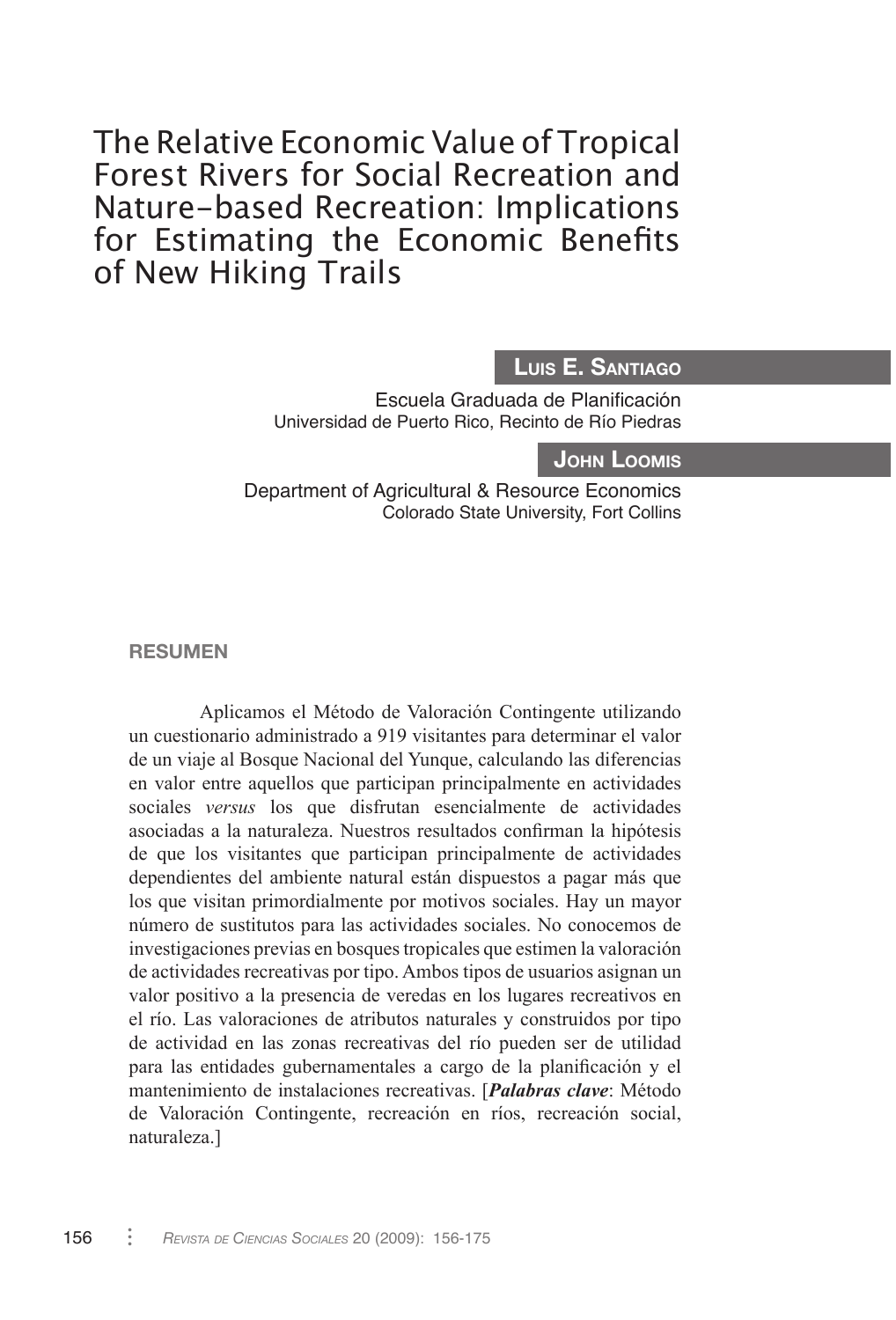# The Relative Economic Value of Tropical Forest Rivers for Social Recreation and Nature-based Recreation: Implications for Estimating the Economic Benefits of New Hiking Trails

**Luis E. Santiago**

Escuela Graduada de Planificación
Universidad de Puerto Rico, Recinto de Río Piedras

**John Loomis**

Department of Agricultural & Resource Economics
Colorado State University, Fort Collins

## RESUMEN

Aplicamos el Método de Valoración Contingente utilizando un cuestionario administrado a 919 visitantes para determinar el valor de un viaje al Bosque Nacional del Yunque, calculando las diferencias en valor entre aquellos que participan principalmente en actividades sociales *versus* los que disfrutan esencialmente de actividades asociadas a la naturaleza. Nuestros resultados confirman la hipótesis de que los visitantes que participan principalmente de actividades dependientes del ambiente natural están dispuestos a pagar más que los que visitan primordialmente por motivos sociales. Hay un mayor número de sustitutos para las actividades sociales. No conocemos de investigaciones previas en bosques tropicales que estimen la valoración de actividades recreativas por tipo. Ambos tipos de usuarios asignan un valor positivo a la presencia de veredas en los lugares recreativos en el río. Las valoraciones de atributos naturales y construidos por tipo de actividad en las zonas recreativas del río pueden ser de utilidad para las entidades gubernamentales a cargo de la planificación y el mantenimiento de instalaciones recreativas. [***Palabras clave***: Método de Valoración Contingente, recreación en ríos, recreación social, naturaleza.]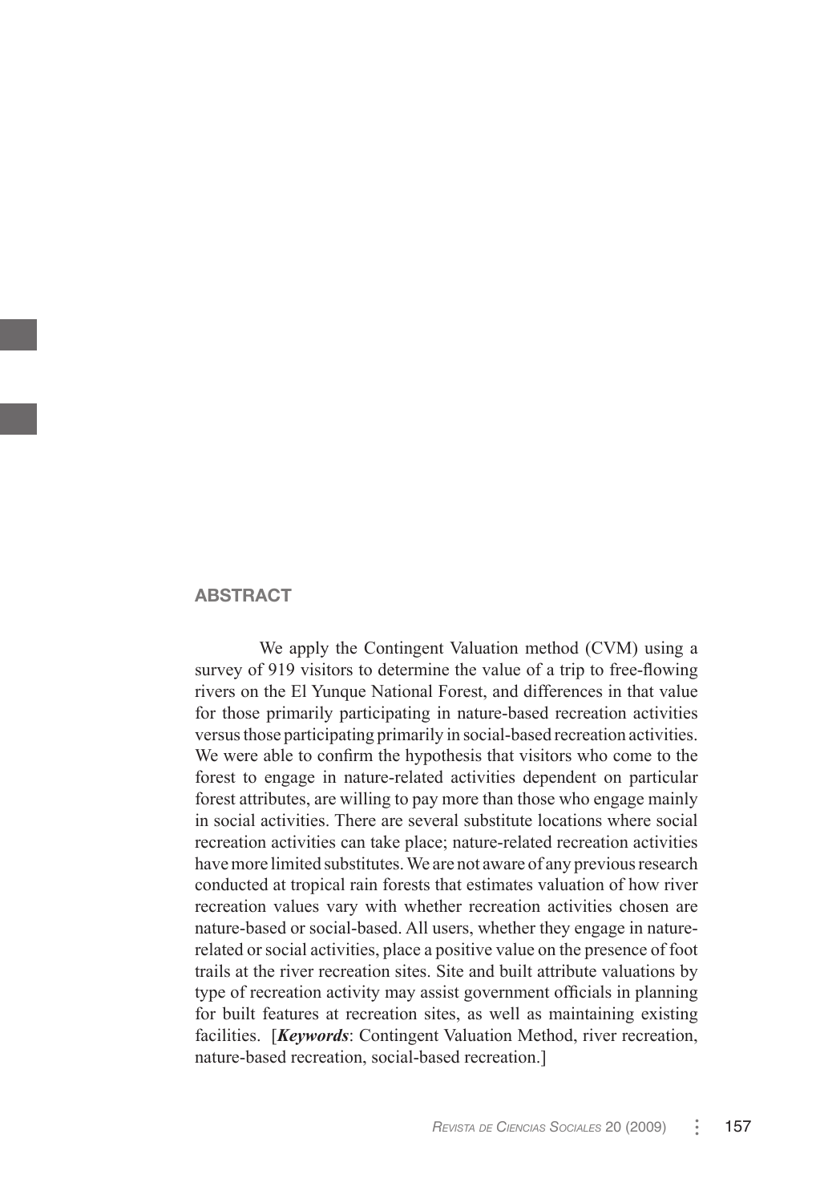## ABSTRACT

We apply the Contingent Valuation method (CVM) using a survey of 919 visitors to determine the value of a trip to free-flowing rivers on the El Yunque National Forest, and differences in that value for those primarily participating in nature-based recreation activities versus those participating primarily in social-based recreation activities. We were able to confirm the hypothesis that visitors who come to the forest to engage in nature-related activities dependent on particular forest attributes, are willing to pay more than those who engage mainly in social activities. There are several substitute locations where social recreation activities can take place; nature-related recreation activities have more limited substitutes. We are not aware of any previous research conducted at tropical rain forests that estimates valuation of how river recreation values vary with whether recreation activities chosen are nature-based or social-based. All users, whether they engage in nature-related or social activities, place a positive value on the presence of foot trails at the river recreation sites. Site and built attribute valuations by type of recreation activity may assist government officials in planning for built features at recreation sites, as well as maintaining existing facilities. [***Keywords***: Contingent Valuation Method, river recreation, nature-based recreation, social-based recreation.]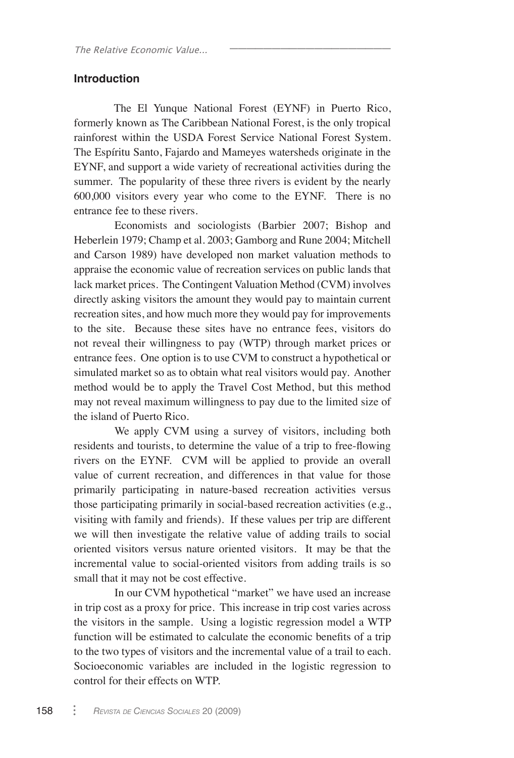## Introduction

The El Yunque National Forest (EYNF) in Puerto Rico, formerly known as The Caribbean National Forest, is the only tropical rainforest within the USDA Forest Service National Forest System. The Espíritu Santo, Fajardo and Mameyes watersheds originate in the EYNF, and support a wide variety of recreational activities during the summer. The popularity of these three rivers is evident by the nearly 600,000 visitors every year who come to the EYNF. There is no entrance fee to these rivers.

Economists and sociologists (Barbier 2007; Bishop and Heberlein 1979; Champ et al. 2003; Gamborg and Rune 2004; Mitchell and Carson 1989) have developed non market valuation methods to appraise the economic value of recreation services on public lands that lack market prices. The Contingent Valuation Method (CVM) involves directly asking visitors the amount they would pay to maintain current recreation sites, and how much more they would pay for improvements to the site. Because these sites have no entrance fees, visitors do not reveal their willingness to pay (WTP) through market prices or entrance fees. One option is to use CVM to construct a hypothetical or simulated market so as to obtain what real visitors would pay. Another method would be to apply the Travel Cost Method, but this method may not reveal maximum willingness to pay due to the limited size of the island of Puerto Rico.

We apply CVM using a survey of visitors, including both residents and tourists, to determine the value of a trip to free-flowing rivers on the EYNF. CVM will be applied to provide an overall value of current recreation, and differences in that value for those primarily participating in nature-based recreation activities versus those participating primarily in social-based recreation activities (e.g., visiting with family and friends). If these values per trip are different we will then investigate the relative value of adding trails to social oriented visitors versus nature oriented visitors. It may be that the incremental value to social-oriented visitors from adding trails is so small that it may not be cost effective.

In our CVM hypothetical "market" we have used an increase in trip cost as a proxy for price. This increase in trip cost varies across the visitors in the sample. Using a logistic regression model a WTP function will be estimated to calculate the economic benefits of a trip to the two types of visitors and the incremental value of a trail to each. Socioeconomic variables are included in the logistic regression to control for their effects on WTP.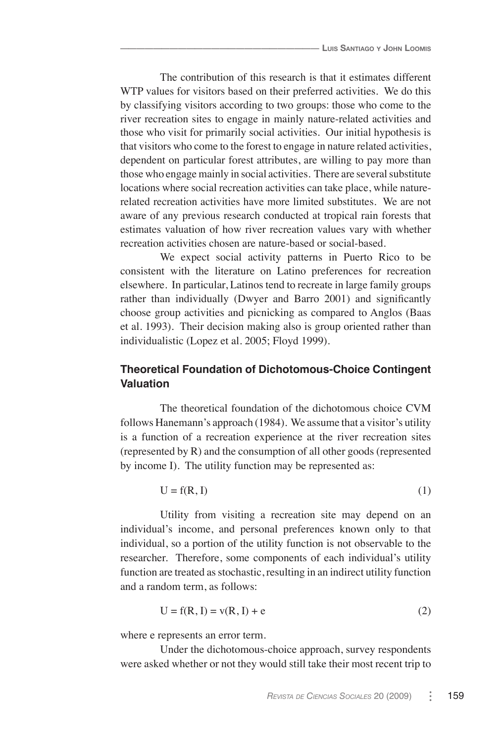The contribution of this research is that it estimates different WTP values for visitors based on their preferred activities. We do this by classifying visitors according to two groups: those who come to the river recreation sites to engage in mainly nature-related activities and those who visit for primarily social activities. Our initial hypothesis is that visitors who come to the forest to engage in nature related activities, dependent on particular forest attributes, are willing to pay more than those who engage mainly in social activities. There are several substitute locations where social recreation activities can take place, while nature-related recreation activities have more limited substitutes. We are not aware of any previous research conducted at tropical rain forests that estimates valuation of how river recreation values vary with whether recreation activities chosen are nature-based or social-based.

We expect social activity patterns in Puerto Rico to be consistent with the literature on Latino preferences for recreation elsewhere. In particular, Latinos tend to recreate in large family groups rather than individually (Dwyer and Barro 2001) and significantly choose group activities and picnicking as compared to Anglos (Baas et al. 1993). Their decision making also is group oriented rather than individualistic (Lopez et al. 2005; Floyd 1999).

## Theoretical Foundation of Dichotomous-Choice Contingent Valuation

The theoretical foundation of the dichotomous choice CVM follows Hanemann's approach (1984). We assume that a visitor's utility is a function of a recreation experience at the river recreation sites (represented by R) and the consumption of all other goods (represented by income I). The utility function may be represented as:

$$U = f(R, I) \tag{1}$$

Utility from visiting a recreation site may depend on an individual's income, and personal preferences known only to that individual, so a portion of the utility function is not observable to the researcher. Therefore, some components of each individual's utility function are treated as stochastic, resulting in an indirect utility function and a random term, as follows:

$$U = f(R, I) = v(R, I) + e \tag{2}$$

where e represents an error term.

Under the dichotomous-choice approach, survey respondents were asked whether or not they would still take their most recent trip to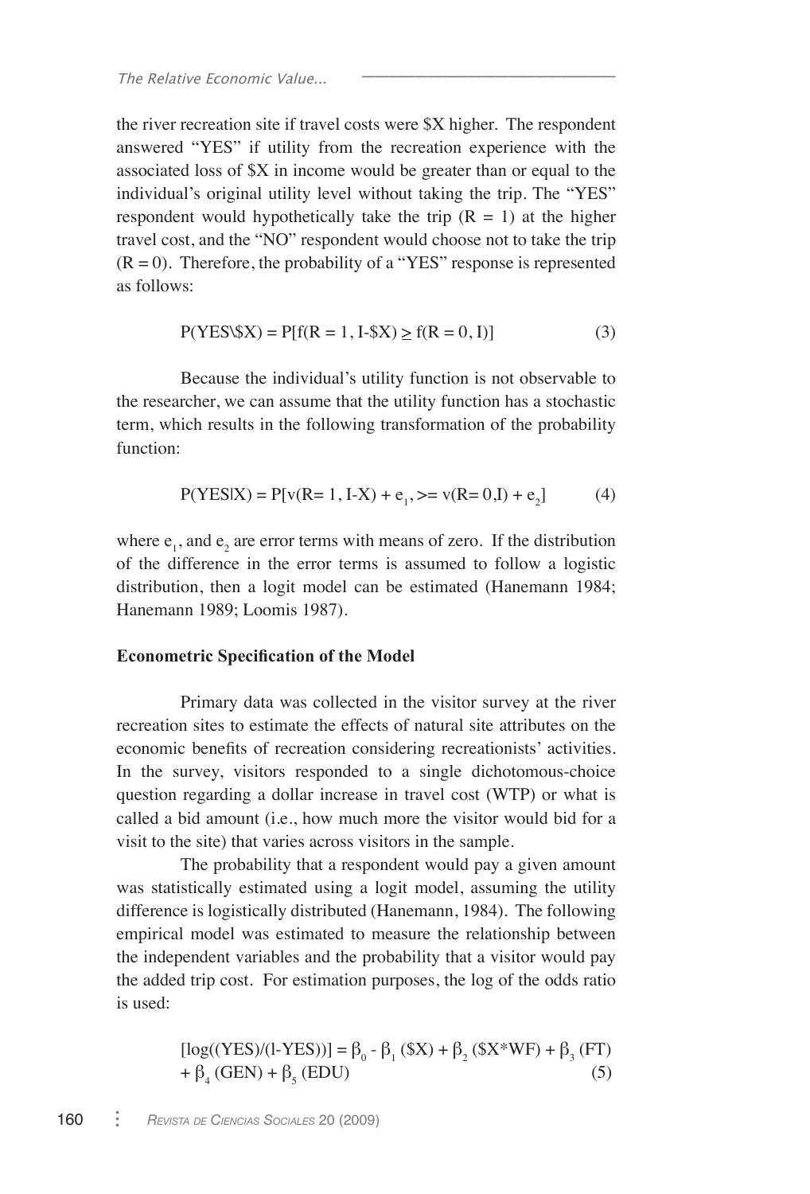the river recreation site if travel costs were \$X higher. The respondent answered "YES" if utility from the recreation experience with the associated loss of \$X in income would be greater than or equal to the individual's original utility level without taking the trip. The "YES" respondent would hypothetically take the trip (R = 1) at the higher travel cost, and the "NO" respondent would choose not to take the trip (R = 0). Therefore, the probability of a "YES" response is represented as follows:

$$P(YES\backslash \$X) = P[f(R = 1, I\text{-}\$X) \geq f(R = 0, I)] \qquad (3)$$

Because the individual's utility function is not observable to the researcher, we can assume that the utility function has a stochastic term, which results in the following transformation of the probability function:

$$P(YES|X) = P[v(R= 1, I\text{-}X) + e_1, >= v(R= 0,I) + e_2] \qquad (4)$$

where $e_1$, and $e_2$ are error terms with means of zero. If the distribution of the difference in the error terms is assumed to follow a logistic distribution, then a logit model can be estimated (Hanemann 1984; Hanemann 1989; Loomis 1987).

**Econometric Specification of the Model**

Primary data was collected in the visitor survey at the river recreation sites to estimate the effects of natural site attributes on the economic benefits of recreation considering recreationists' activities. In the survey, visitors responded to a single dichotomous-choice question regarding a dollar increase in travel cost (WTP) or what is called a bid amount (i.e., how much more the visitor would bid for a visit to the site) that varies across visitors in the sample.

The probability that a respondent would pay a given amount was statistically estimated using a logit model, assuming the utility difference is logistically distributed (Hanemann, 1984). The following empirical model was estimated to measure the relationship between the independent variables and the probability that a visitor would pay the added trip cost. For estimation purposes, the log of the odds ratio is used:

$$[\log((YES)/(1\text{-}YES))] = \beta_0 - \beta_1 (\$X) + \beta_2 (\$X{*}WF) + \beta_3 (FT) + \beta_4 (GEN) + \beta_5 (EDU) \qquad (5)$$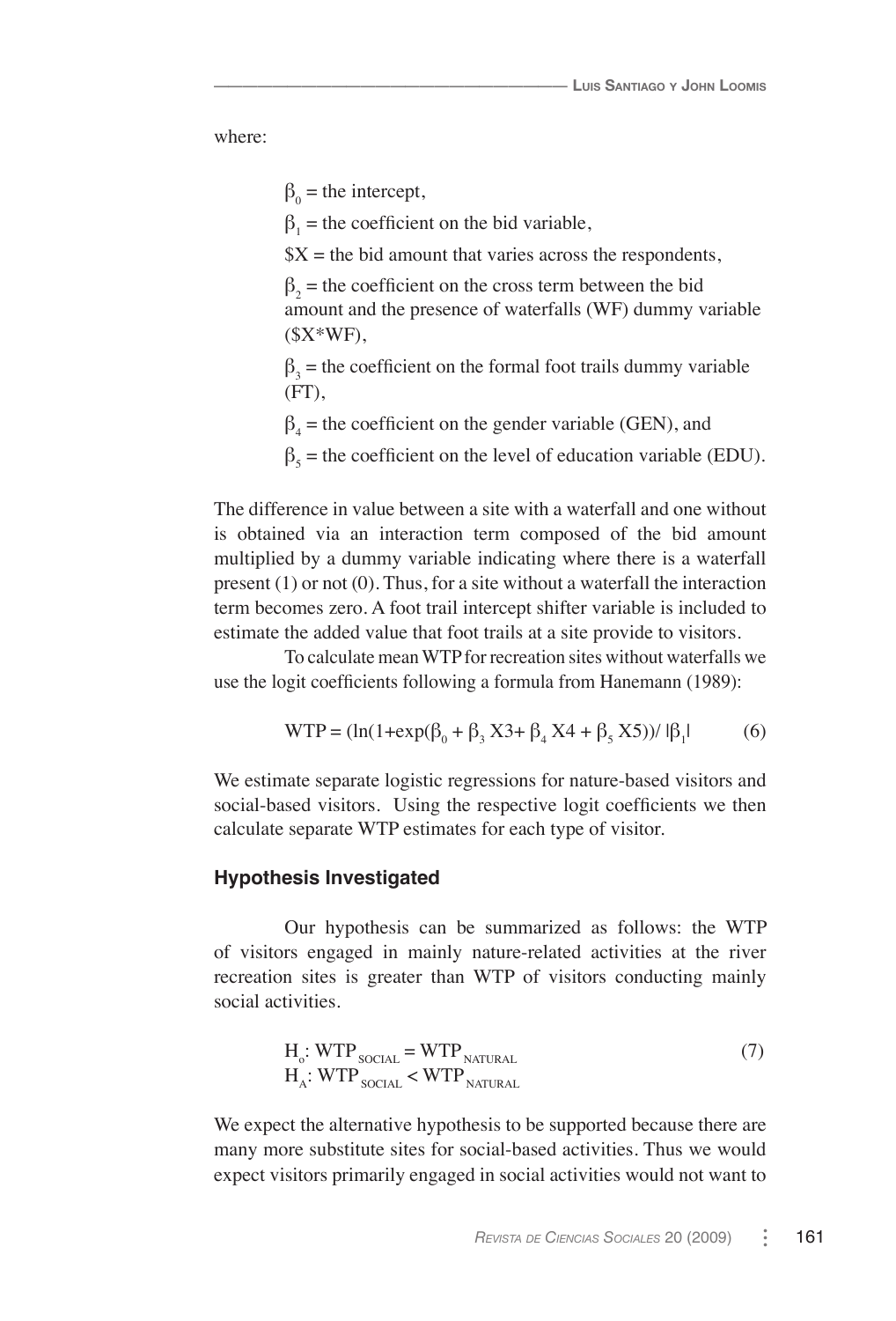where:

$\beta_0$ = the intercept,

$\beta_1$ = the coefficient on the bid variable,

$X = the bid amount that varies across the respondents,

$\beta_2$ = the coefficient on the cross term between the bid amount and the presence of waterfalls (WF) dummy variable ($X*WF),

$\beta_3$ = the coefficient on the formal foot trails dummy variable (FT),

$\beta_4$ = the coefficient on the gender variable (GEN), and

$\beta_5$ = the coefficient on the level of education variable (EDU).

The difference in value between a site with a waterfall and one without is obtained via an interaction term composed of the bid amount multiplied by a dummy variable indicating where there is a waterfall present (1) or not (0). Thus, for a site without a waterfall the interaction term becomes zero. A foot trail intercept shifter variable is included to estimate the added value that foot trails at a site provide to visitors.

To calculate mean WTP for recreation sites without waterfalls we use the logit coefficients following a formula from Hanemann (1989):

$$\text{WTP} = (\ln(1+\exp(\beta_0 + \beta_3 X3 + \beta_4 X4 + \beta_5 X5)) / |\beta_1| \qquad (6)$$

We estimate separate logistic regressions for nature-based visitors and social-based visitors. Using the respective logit coefficients we then calculate separate WTP estimates for each type of visitor.

## Hypothesis Investigated

Our hypothesis can be summarized as follows: the WTP of visitors engaged in mainly nature-related activities at the river recreation sites is greater than WTP of visitors conducting mainly social activities.

$$H_o: \text{WTP}_{\text{SOCIAL}} = \text{WTP}_{\text{NATURAL}} \qquad (7)$$
$$H_A: \text{WTP}_{\text{SOCIAL}} < \text{WTP}_{\text{NATURAL}}$$

We expect the alternative hypothesis to be supported because there are many more substitute sites for social-based activities. Thus we would expect visitors primarily engaged in social activities would not want to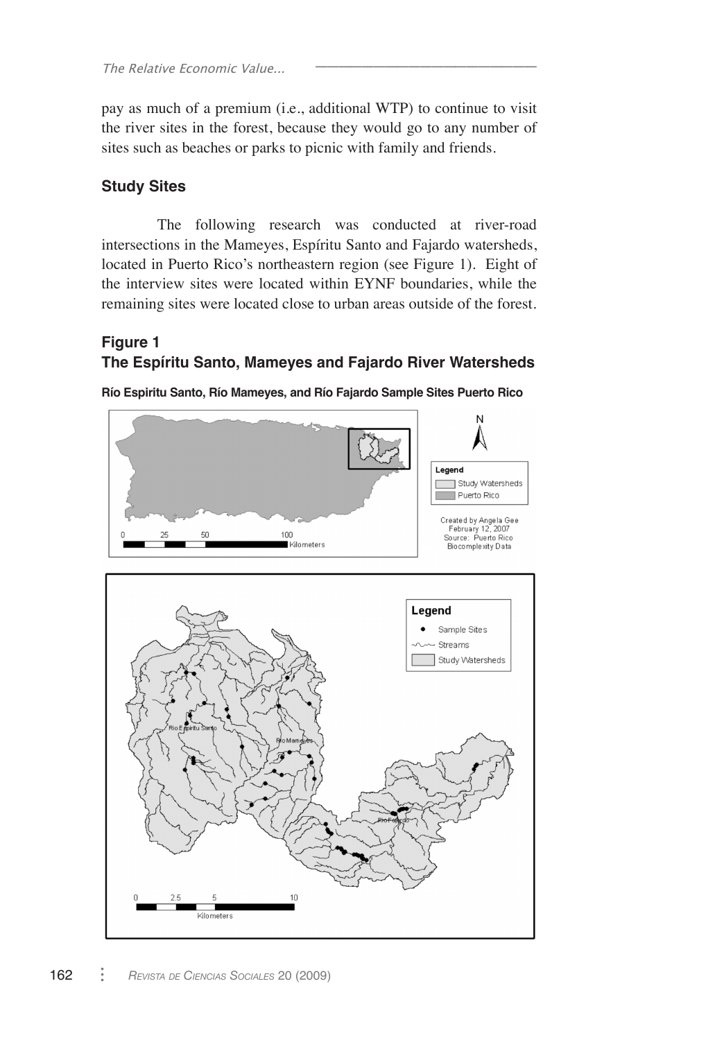pay as much of a premium (i.e., additional WTP) to continue to visit the river sites in the forest, because they would go to any number of sites such as beaches or parks to picnic with family and friends.

### Study Sites

The following research was conducted at river-road intersections in the Mameyes, Espíritu Santo and Fajardo watersheds, located in Puerto Rico's northeastern region (see Figure 1). Eight of the interview sites were located within EYNF boundaries, while the remaining sites were located close to urban areas outside of the forest.

### Figure 1
### The Espíritu Santo, Mameyes and Fajardo River Watersheds

**Río Espiritu Santo, Río Mameyes, and Río Fajardo Sample Sites Puerto Rico**

Legend: Study Watersheds; Puerto Rico

Created by Angela Gee
February 12, 2007
Source: Puerto Rico Biocomplexity Data

0 25 50 100 Kilometers

Legend: Sample Sites; Streams; Study Watersheds

Rio Espiritu Santo, Rio Mameyes, Rio Fajardo

0 2.5 5 10 Kilometers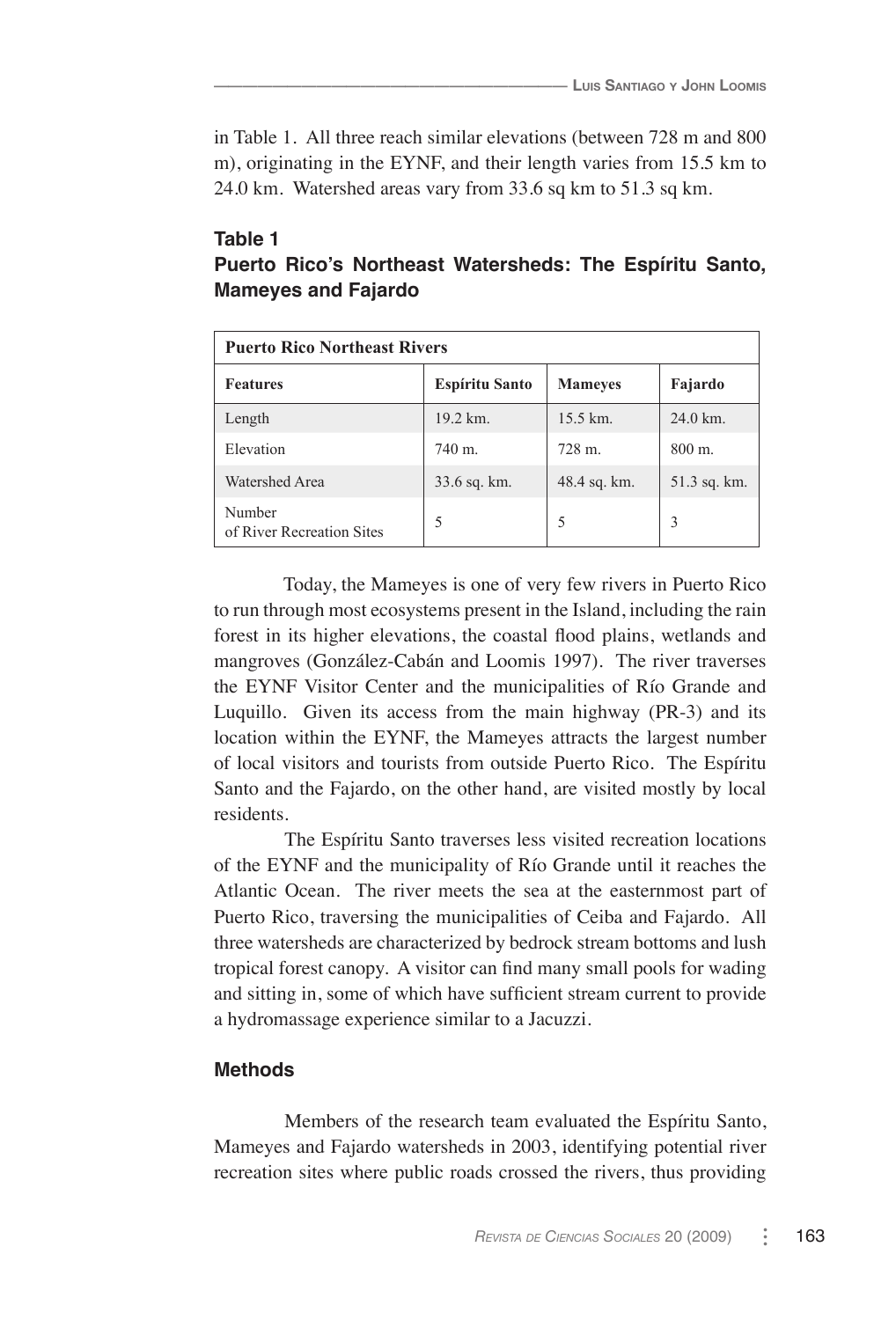in Table 1. All three reach similar elevations (between 728 m and 800 m), originating in the EYNF, and their length varies from 15.5 km to 24.0 km. Watershed areas vary from 33.6 sq km to 51.3 sq km.

**Table 1**
**Puerto Rico's Northeast Watersheds: The Espíritu Santo, Mameyes and Fajardo**

| **Puerto Rico Northeast Rivers** | | | |
|---|---|---|---|
| **Features** | **Espíritu Santo** | **Mameyes** | **Fajardo** |
| Length | 19.2 km. | 15.5 km. | 24.0 km. |
| Elevation | 740 m. | 728 m. | 800 m. |
| Watershed Area | 33.6 sq. km. | 48.4 sq. km. | 51.3 sq. km. |
| Number of River Recreation Sites | 5 | 5 | 3 |

Today, the Mameyes is one of very few rivers in Puerto Rico to run through most ecosystems present in the Island, including the rain forest in its higher elevations, the coastal flood plains, wetlands and mangroves (González-Cabán and Loomis 1997). The river traverses the EYNF Visitor Center and the municipalities of Río Grande and Luquillo. Given its access from the main highway (PR-3) and its location within the EYNF, the Mameyes attracts the largest number of local visitors and tourists from outside Puerto Rico. The Espíritu Santo and the Fajardo, on the other hand, are visited mostly by local residents.

The Espíritu Santo traverses less visited recreation locations of the EYNF and the municipality of Río Grande until it reaches the Atlantic Ocean. The river meets the sea at the easternmost part of Puerto Rico, traversing the municipalities of Ceiba and Fajardo. All three watersheds are characterized by bedrock stream bottoms and lush tropical forest canopy. A visitor can find many small pools for wading and sitting in, some of which have sufficient stream current to provide a hydromassage experience similar to a Jacuzzi.

## Methods

Members of the research team evaluated the Espíritu Santo, Mameyes and Fajardo watersheds in 2003, identifying potential river recreation sites where public roads crossed the rivers, thus providing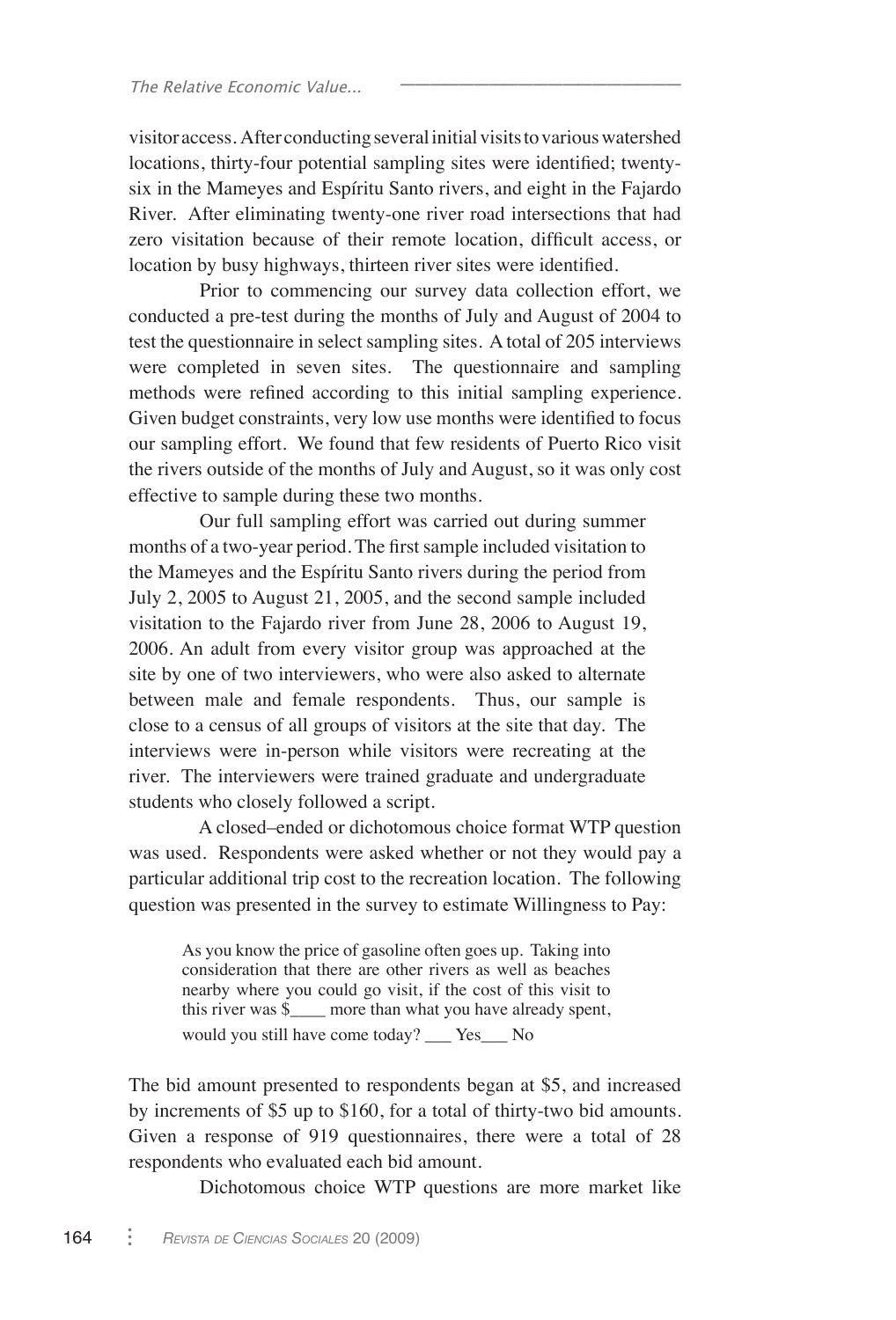visitor access. After conducting several initial visits to various watershed locations, thirty-four potential sampling sites were identified; twenty-six in the Mameyes and Espíritu Santo rivers, and eight in the Fajardo River. After eliminating twenty-one river road intersections that had zero visitation because of their remote location, difficult access, or location by busy highways, thirteen river sites were identified.

Prior to commencing our survey data collection effort, we conducted a pre-test during the months of July and August of 2004 to test the questionnaire in select sampling sites. A total of 205 interviews were completed in seven sites. The questionnaire and sampling methods were refined according to this initial sampling experience. Given budget constraints, very low use months were identified to focus our sampling effort. We found that few residents of Puerto Rico visit the rivers outside of the months of July and August, so it was only cost effective to sample during these two months.

Our full sampling effort was carried out during summer months of a two-year period. The first sample included visitation to the Mameyes and the Espíritu Santo rivers during the period from July 2, 2005 to August 21, 2005, and the second sample included visitation to the Fajardo river from June 28, 2006 to August 19, 2006. An adult from every visitor group was approached at the site by one of two interviewers, who were also asked to alternate between male and female respondents. Thus, our sample is close to a census of all groups of visitors at the site that day. The interviews were in-person while visitors were recreating at the river. The interviewers were trained graduate and undergraduate students who closely followed a script.

A closed–ended or dichotomous choice format WTP question was used. Respondents were asked whether or not they would pay a particular additional trip cost to the recreation location. The following question was presented in the survey to estimate Willingness to Pay:

> As you know the price of gasoline often goes up. Taking into consideration that there are other rivers as well as beaches nearby where you could go visit, if the cost of this visit to this river was $____ more than what you have already spent, would you still have come today? ___ Yes___ No

The bid amount presented to respondents began at $5, and increased by increments of $5 up to $160, for a total of thirty-two bid amounts. Given a response of 919 questionnaires, there were a total of 28 respondents who evaluated each bid amount.

Dichotomous choice WTP questions are more market like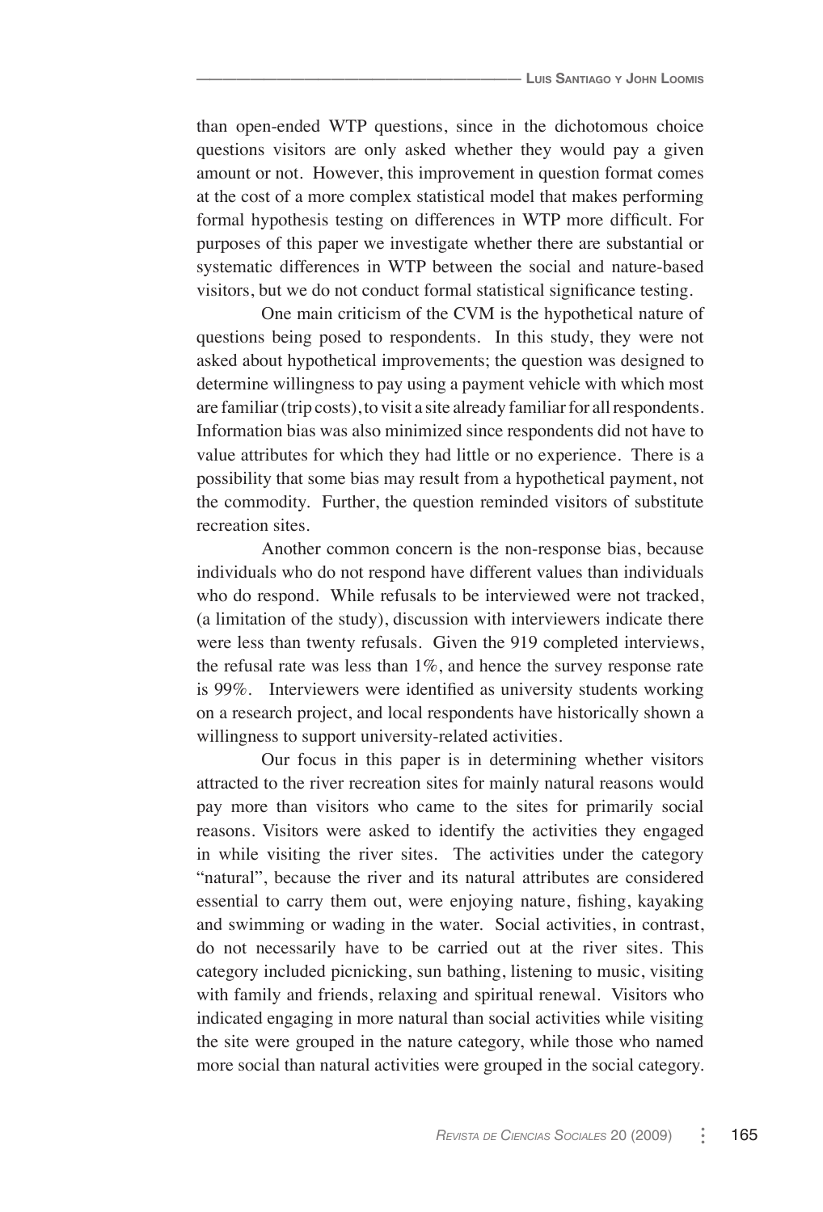than open-ended WTP questions, since in the dichotomous choice questions visitors are only asked whether they would pay a given amount or not. However, this improvement in question format comes at the cost of a more complex statistical model that makes performing formal hypothesis testing on differences in WTP more difficult. For purposes of this paper we investigate whether there are substantial or systematic differences in WTP between the social and nature-based visitors, but we do not conduct formal statistical significance testing.

One main criticism of the CVM is the hypothetical nature of questions being posed to respondents. In this study, they were not asked about hypothetical improvements; the question was designed to determine willingness to pay using a payment vehicle with which most are familiar (trip costs), to visit a site already familiar for all respondents. Information bias was also minimized since respondents did not have to value attributes for which they had little or no experience. There is a possibility that some bias may result from a hypothetical payment, not the commodity. Further, the question reminded visitors of substitute recreation sites.

Another common concern is the non-response bias, because individuals who do not respond have different values than individuals who do respond. While refusals to be interviewed were not tracked, (a limitation of the study), discussion with interviewers indicate there were less than twenty refusals. Given the 919 completed interviews, the refusal rate was less than 1%, and hence the survey response rate is 99%. Interviewers were identified as university students working on a research project, and local respondents have historically shown a willingness to support university-related activities.

Our focus in this paper is in determining whether visitors attracted to the river recreation sites for mainly natural reasons would pay more than visitors who came to the sites for primarily social reasons. Visitors were asked to identify the activities they engaged in while visiting the river sites. The activities under the category "natural", because the river and its natural attributes are considered essential to carry them out, were enjoying nature, fishing, kayaking and swimming or wading in the water. Social activities, in contrast, do not necessarily have to be carried out at the river sites. This category included picnicking, sun bathing, listening to music, visiting with family and friends, relaxing and spiritual renewal. Visitors who indicated engaging in more natural than social activities while visiting the site were grouped in the nature category, while those who named more social than natural activities were grouped in the social category.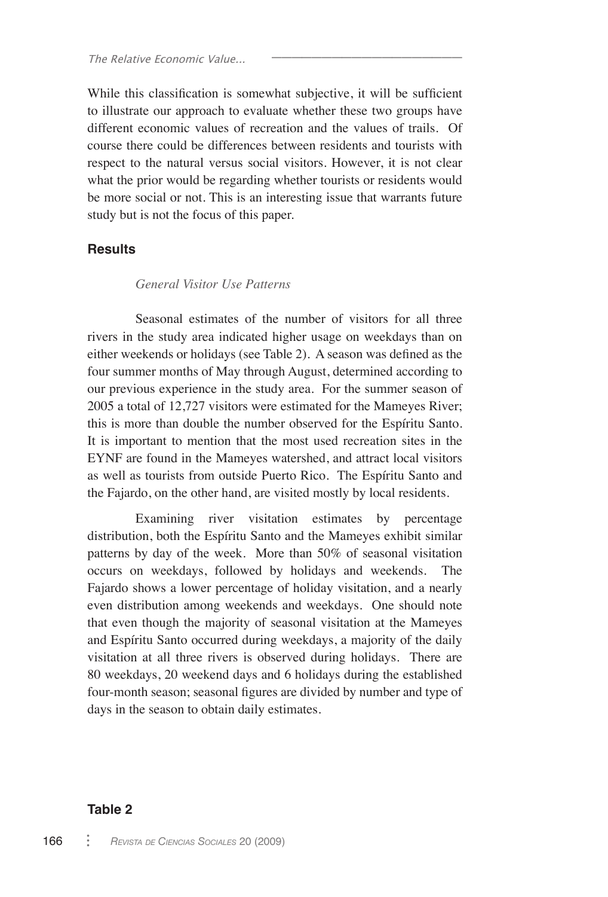While this classification is somewhat subjective, it will be sufficient to illustrate our approach to evaluate whether these two groups have different economic values of recreation and the values of trails. Of course there could be differences between residents and tourists with respect to the natural versus social visitors. However, it is not clear what the prior would be regarding whether tourists or residents would be more social or not. This is an interesting issue that warrants future study but is not the focus of this paper.

## Results

### *General Visitor Use Patterns*

Seasonal estimates of the number of visitors for all three rivers in the study area indicated higher usage on weekdays than on either weekends or holidays (see Table 2). A season was defined as the four summer months of May through August, determined according to our previous experience in the study area. For the summer season of 2005 a total of 12,727 visitors were estimated for the Mameyes River; this is more than double the number observed for the Espíritu Santo. It is important to mention that the most used recreation sites in the EYNF are found in the Mameyes watershed, and attract local visitors as well as tourists from outside Puerto Rico. The Espíritu Santo and the Fajardo, on the other hand, are visited mostly by local residents.

Examining river visitation estimates by percentage distribution, both the Espíritu Santo and the Mameyes exhibit similar patterns by day of the week. More than 50% of seasonal visitation occurs on weekdays, followed by holidays and weekends. The Fajardo shows a lower percentage of holiday visitation, and a nearly even distribution among weekends and weekdays. One should note that even though the majority of seasonal visitation at the Mameyes and Espíritu Santo occurred during weekdays, a majority of the daily visitation at all three rivers is observed during holidays. There are 80 weekdays, 20 weekend days and 6 holidays during the established four-month season; seasonal figures are divided by number and type of days in the season to obtain daily estimates.

**Table 2**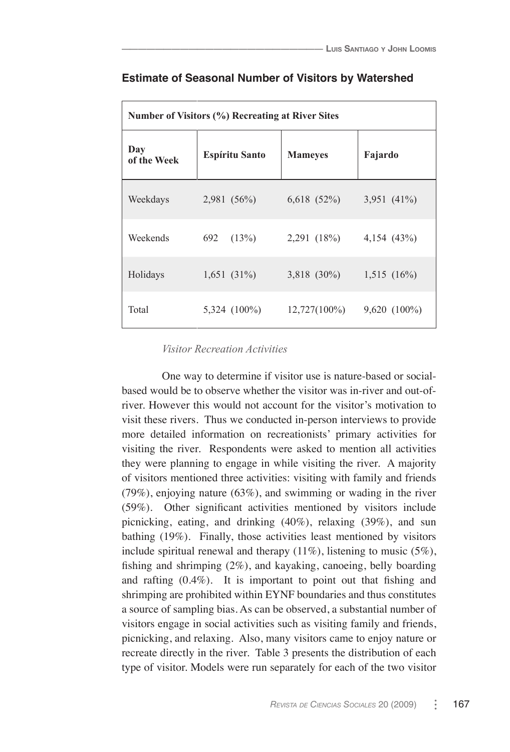**Estimate of Seasonal Number of Visitors by Watershed**

| Number of Visitors (%) Recreating at River Sites | | | |
|---|---|---|---|
| Day of the Week | Espíritu Santo | Mameyes | Fajardo |
| Weekdays | 2,981 (56%) | 6,618 (52%) | 3,951 (41%) |
| Weekends | 692 (13%) | 2,291 (18%) | 4,154 (43%) |
| Holidays | 1,651 (31%) | 3,818 (30%) | 1,515 (16%) |
| Total | 5,324 (100%) | 12,727(100%) | 9,620 (100%) |

*Visitor Recreation Activities*

One way to determine if visitor use is nature-based or social-based would be to observe whether the visitor was in-river and out-of-river. However this would not account for the visitor's motivation to visit these rivers. Thus we conducted in-person interviews to provide more detailed information on recreationists' primary activities for visiting the river. Respondents were asked to mention all activities they were planning to engage in while visiting the river. A majority of visitors mentioned three activities: visiting with family and friends (79%), enjoying nature (63%), and swimming or wading in the river (59%). Other significant activities mentioned by visitors include picnicking, eating, and drinking (40%), relaxing (39%), and sun bathing (19%). Finally, those activities least mentioned by visitors include spiritual renewal and therapy (11%), listening to music (5%), fishing and shrimping (2%), and kayaking, canoeing, belly boarding and rafting (0.4%). It is important to point out that fishing and shrimping are prohibited within EYNF boundaries and thus constitutes a source of sampling bias. As can be observed, a substantial number of visitors engage in social activities such as visiting family and friends, picnicking, and relaxing. Also, many visitors came to enjoy nature or recreate directly in the river. Table 3 presents the distribution of each type of visitor. Models were run separately for each of the two visitor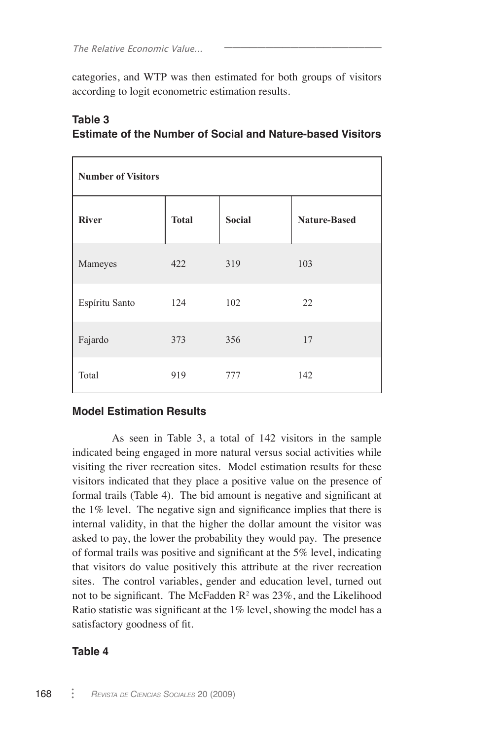categories, and WTP was then estimated for both groups of visitors according to logit econometric estimation results.

**Table 3**
**Estimate of the Number of Social and Nature-based Visitors**

| Number of Visitors | | | |
|---|---|---|---|
| **River** | **Total** | **Social** | **Nature-Based** |
| Mameyes | 422 | 319 | 103 |
| Espíritu Santo | 124 | 102 | 22 |
| Fajardo | 373 | 356 | 17 |
| Total | 919 | 777 | 142 |

### Model Estimation Results

As seen in Table 3, a total of 142 visitors in the sample indicated being engaged in more natural versus social activities while visiting the river recreation sites. Model estimation results for these visitors indicated that they place a positive value on the presence of formal trails (Table 4). The bid amount is negative and significant at the 1% level. The negative sign and significance implies that there is internal validity, in that the higher the dollar amount the visitor was asked to pay, the lower the probability they would pay. The presence of formal trails was positive and significant at the 5% level, indicating that visitors do value positively this attribute at the river recreation sites. The control variables, gender and education level, turned out not to be significant. The McFadden $R^2$ was 23%, and the Likelihood Ratio statistic was significant at the 1% level, showing the model has a satisfactory goodness of fit.

**Table 4**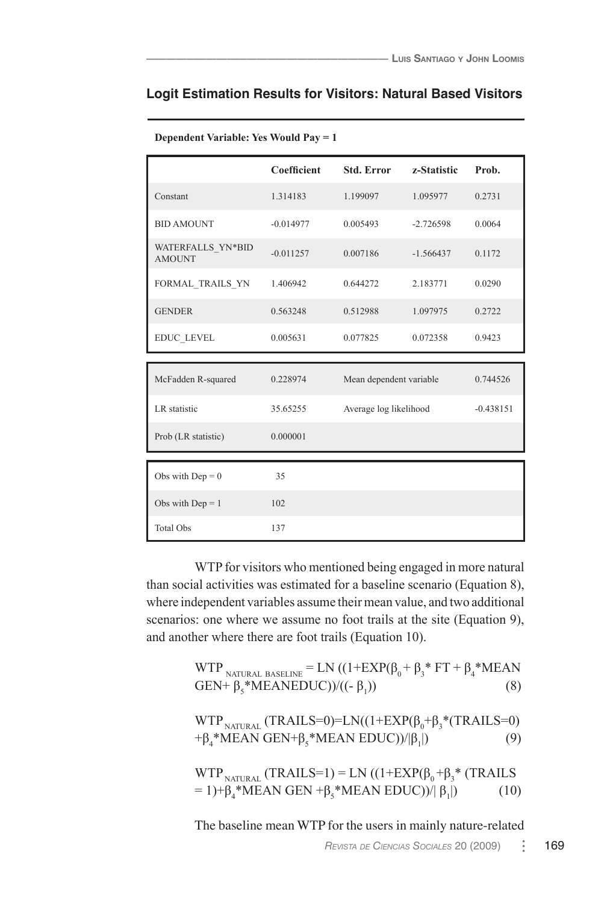### Logit Estimation Results for Visitors: Natural Based Visitors

**Dependent Variable: Yes Would Pay = 1**

| | Coefficient | Std. Error | z-Statistic | Prob. |
|---|---|---|---|---|
| Constant | 1.314183 | 1.199097 | 1.095977 | 0.2731 |
| BID AMOUNT | -0.014977 | 0.005493 | -2.726598 | 0.0064 |
| WATERFALLS_YN*BID AMOUNT | -0.011257 | 0.007186 | -1.566437 | 0.1172 |
| FORMAL_TRAILS_YN | 1.406942 | 0.644272 | 2.183771 | 0.0290 |
| GENDER | 0.563248 | 0.512988 | 1.097975 | 0.2722 |
| EDUC_LEVEL | 0.005631 | 0.077825 | 0.072358 | 0.9423 |
| McFadden R-squared | 0.228974 | Mean dependent variable | | 0.744526 |
| LR statistic | 35.65255 | Average log likelihood | | -0.438151 |
| Prob (LR statistic) | 0.000001 | | | |
| Obs with Dep = 0 | 35 | | | |
| Obs with Dep = 1 | 102 | | | |
| Total Obs | 137 | | | |

WTP for visitors who mentioned being engaged in more natural than social activities was estimated for a baseline scenario (Equation 8), where independent variables assume their mean value, and two additional scenarios: one where we assume no foot trails at the site (Equation 9), and another where there are foot trails (Equation 10).

$$WTP_{\text{NATURAL BASELINE}} = LN\left((1+EXP(\beta_0 + \beta_3 * FT + \beta_4 * MEAN\ GEN + \beta_5 * MEANEDUC))/(-\beta_1)\right) \quad (8)$$

$$WTP_{\text{NATURAL}}(TRAILS=0) = LN\left((1+EXP(\beta_0+\beta_3*(TRAILS=0)+\beta_4*MEAN\ GEN+\beta_5*MEAN\ EDUC))/|\beta_1|\right) \quad (9)$$

$$WTP_{\text{NATURAL}}(TRAILS=1) = LN\left((1+EXP(\beta_0+\beta_3*(TRAILS=1)+\beta_4*MEAN\ GEN+\beta_5*MEAN\ EDUC))/|\beta_1|\right) \quad (10)$$

The baseline mean WTP for the users in mainly nature-related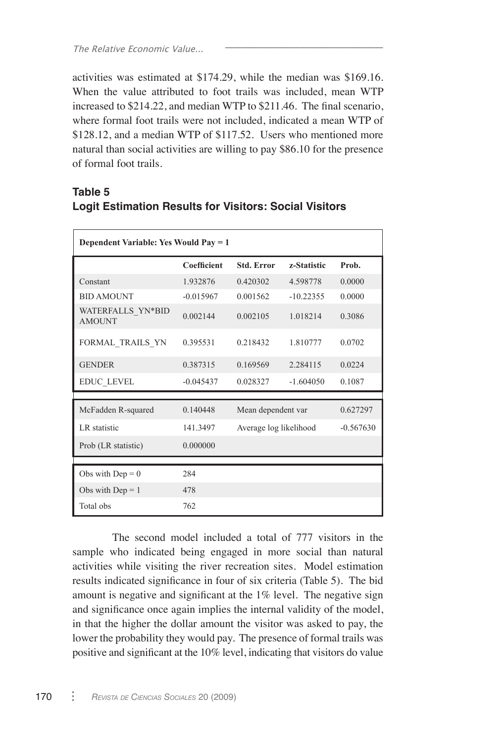activities was estimated at $174.29, while the median was $169.16. When the value attributed to foot trails was included, mean WTP increased to $214.22, and median WTP to $211.46. The final scenario, where formal foot trails were not included, indicated a mean WTP of $128.12, and a median WTP of $117.52. Users who mentioned more natural than social activities are willing to pay $86.10 for the presence of formal foot trails.

**Table 5**
**Logit Estimation Results for Visitors: Social Visitors**

| Dependent Variable: Yes Would Pay = 1 | | | | |
|---|---|---|---|---|
| | Coefficient | Std. Error | z-Statistic | Prob. |
| Constant | 1.932876 | 0.420302 | 4.598778 | 0.0000 |
| BID AMOUNT | -0.015967 | 0.001562 | -10.22355 | 0.0000 |
| WATERFALLS_YN*BID AMOUNT | 0.002144 | 0.002105 | 1.018214 | 0.3086 |
| FORMAL_TRAILS_YN | 0.395531 | 0.218432 | 1.810777 | 0.0702 |
| GENDER | 0.387315 | 0.169569 | 2.284115 | 0.0224 |
| EDUC_LEVEL | -0.045437 | 0.028327 | -1.604050 | 0.1087 |
| McFadden R-squared | 0.140448 | Mean dependent var | | 0.627297 |
| LR statistic | 141.3497 | Average log likelihood | | -0.567630 |
| Prob (LR statistic) | 0.000000 | | | |
| Obs with Dep = 0 | 284 | | | |
| Obs with Dep = 1 | 478 | | | |
| Total obs | 762 | | | |

The second model included a total of 777 visitors in the sample who indicated being engaged in more social than natural activities while visiting the river recreation sites. Model estimation results indicated significance in four of six criteria (Table 5). The bid amount is negative and significant at the 1% level. The negative sign and significance once again implies the internal validity of the model, in that the higher the dollar amount the visitor was asked to pay, the lower the probability they would pay. The presence of formal trails was positive and significant at the 10% level, indicating that visitors do value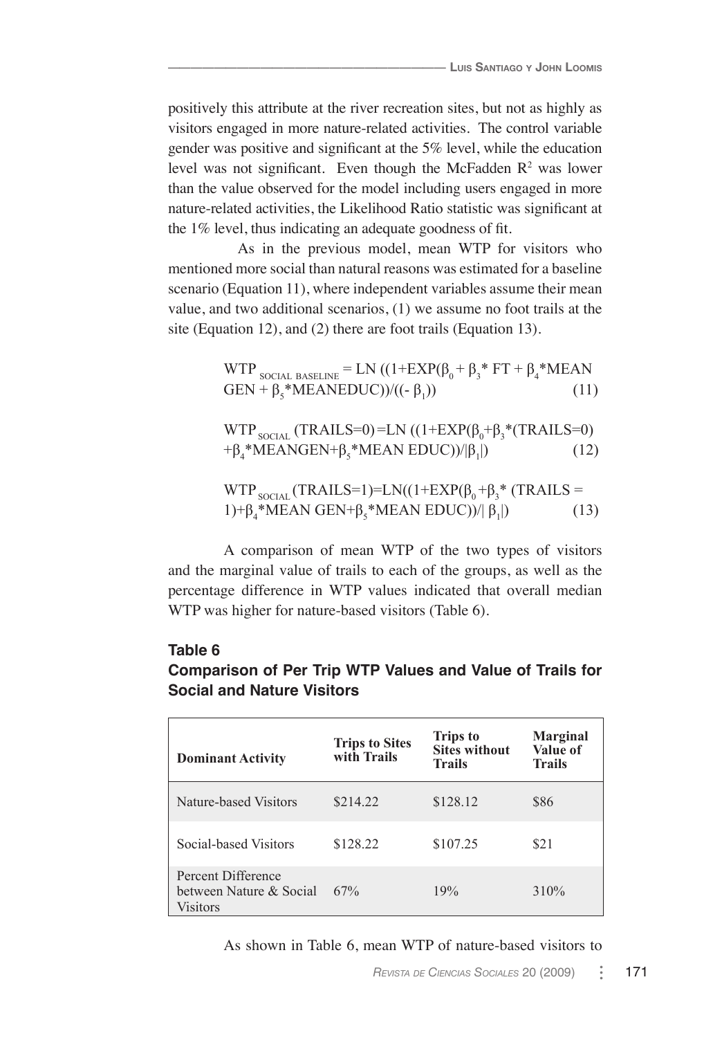positively this attribute at the river recreation sites, but not as highly as visitors engaged in more nature-related activities. The control variable gender was positive and significant at the 5% level, while the education level was not significant. Even though the McFadden $R^2$ was lower than the value observed for the model including users engaged in more nature-related activities, the Likelihood Ratio statistic was significant at the 1% level, thus indicating an adequate goodness of fit.

As in the previous model, mean WTP for visitors who mentioned more social than natural reasons was estimated for a baseline scenario (Equation 11), where independent variables assume their mean value, and two additional scenarios, (1) we assume no foot trails at the site (Equation 12), and (2) there are foot trails (Equation 13).

$$WTP_{SOCIAL\ BASELINE} = LN\ ((1+EXP(\beta_0 + \beta_3 * FT + \beta_4 * MEAN\ GEN + \beta_5 * MEANEDUC))/((-\ \beta_1)) \quad (11)$$

$$WTP_{SOCIAL}\ (TRAILS=0) = LN\ ((1+EXP(\beta_0+\beta_3*(TRAILS=0) + \beta_4*MEANGEN+\beta_5*MEAN\ EDUC))/|\beta_1|) \quad (12)$$

$$WTP_{SOCIAL}\ (TRAILS=1) = LN((1+EXP(\beta_0+\beta_3*\ (TRAILS = 1)+\beta_4*MEAN\ GEN+\beta_5*MEAN\ EDUC))/|\ \beta_1|) \quad (13)$$

A comparison of mean WTP of the two types of visitors and the marginal value of trails to each of the groups, as well as the percentage difference in WTP values indicated that overall median WTP was higher for nature-based visitors (Table 6).

**Table 6**
**Comparison of Per Trip WTP Values and Value of Trails for Social and Nature Visitors**

| Dominant Activity | Trips to Sites with Trails | Trips to Sites without Trails | Marginal Value of Trails |
|---|---|---|---|
| Nature-based Visitors | \$214.22 | \$128.12 | \$86 |
| Social-based Visitors | \$128.22 | \$107.25 | \$21 |
| Percent Difference between Nature & Social Visitors | 67% | 19% | 310% |

As shown in Table 6, mean WTP of nature-based visitors to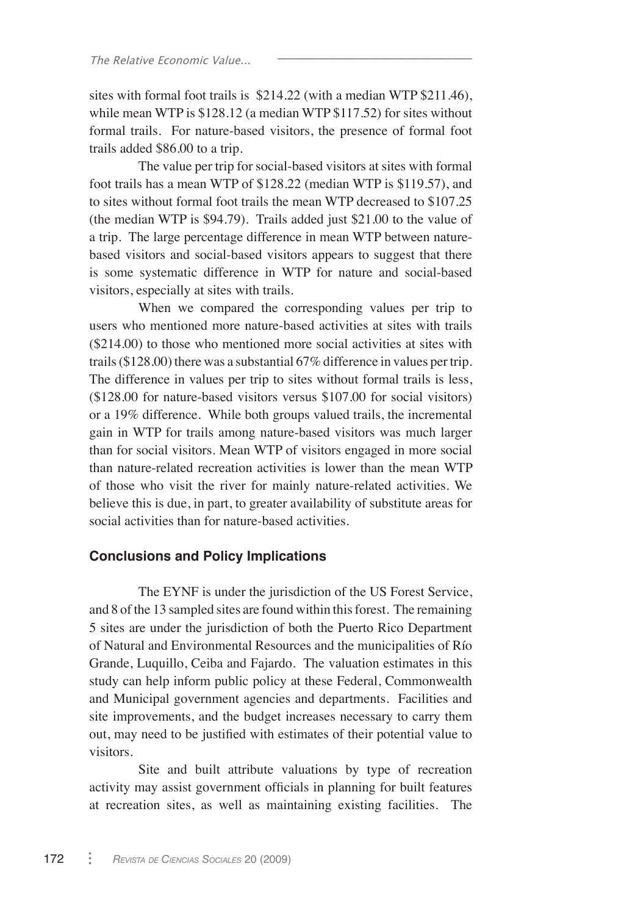sites with formal foot trails is $214.22 (with a median WTP $211.46), while mean WTP is $128.12 (a median WTP $117.52) for sites without formal trails. For nature-based visitors, the presence of formal foot trails added $86.00 to a trip.

The value per trip for social-based visitors at sites with formal foot trails has a mean WTP of $128.22 (median WTP is $119.57), and to sites without formal foot trails the mean WTP decreased to $107.25 (the median WTP is $94.79). Trails added just $21.00 to the value of a trip. The large percentage difference in mean WTP between nature-based visitors and social-based visitors appears to suggest that there is some systematic difference in WTP for nature and social-based visitors, especially at sites with trails.

When we compared the corresponding values per trip to users who mentioned more nature-based activities at sites with trails ($214.00) to those who mentioned more social activities at sites with trails ($128.00) there was a substantial 67% difference in values per trip. The difference in values per trip to sites without formal trails is less, ($128.00 for nature-based visitors versus $107.00 for social visitors) or a 19% difference. While both groups valued trails, the incremental gain in WTP for trails among nature-based visitors was much larger than for social visitors. Mean WTP of visitors engaged in more social than nature-related recreation activities is lower than the mean WTP of those who visit the river for mainly nature-related activities. We believe this is due, in part, to greater availability of substitute areas for social activities than for nature-based activities.

## Conclusions and Policy Implications

The EYNF is under the jurisdiction of the US Forest Service, and 8 of the 13 sampled sites are found within this forest. The remaining 5 sites are under the jurisdiction of both the Puerto Rico Department of Natural and Environmental Resources and the municipalities of Río Grande, Luquillo, Ceiba and Fajardo. The valuation estimates in this study can help inform public policy at these Federal, Commonwealth and Municipal government agencies and departments. Facilities and site improvements, and the budget increases necessary to carry them out, may need to be justified with estimates of their potential value to visitors.

Site and built attribute valuations by type of recreation activity may assist government officials in planning for built features at recreation sites, as well as maintaining existing facilities. The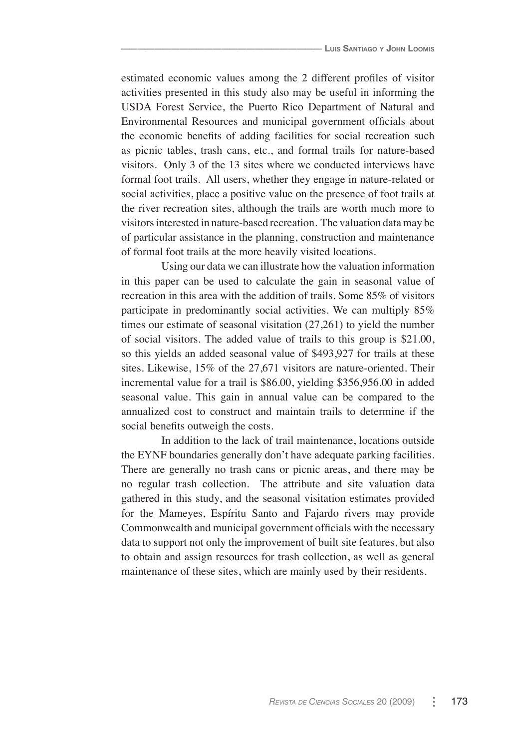estimated economic values among the 2 different profiles of visitor activities presented in this study also may be useful in informing the USDA Forest Service, the Puerto Rico Department of Natural and Environmental Resources and municipal government officials about the economic benefits of adding facilities for social recreation such as picnic tables, trash cans, etc., and formal trails for nature-based visitors. Only 3 of the 13 sites where we conducted interviews have formal foot trails. All users, whether they engage in nature-related or social activities, place a positive value on the presence of foot trails at the river recreation sites, although the trails are worth much more to visitors interested in nature-based recreation. The valuation data may be of particular assistance in the planning, construction and maintenance of formal foot trails at the more heavily visited locations.

Using our data we can illustrate how the valuation information in this paper can be used to calculate the gain in seasonal value of recreation in this area with the addition of trails. Some 85% of visitors participate in predominantly social activities. We can multiply 85% times our estimate of seasonal visitation (27,261) to yield the number of social visitors. The added value of trails to this group is $21.00, so this yields an added seasonal value of $493,927 for trails at these sites. Likewise, 15% of the 27,671 visitors are nature-oriented. Their incremental value for a trail is $86.00, yielding $356,956.00 in added seasonal value. This gain in annual value can be compared to the annualized cost to construct and maintain trails to determine if the social benefits outweigh the costs.

In addition to the lack of trail maintenance, locations outside the EYNF boundaries generally don't have adequate parking facilities. There are generally no trash cans or picnic areas, and there may be no regular trash collection. The attribute and site valuation data gathered in this study, and the seasonal visitation estimates provided for the Mameyes, Espíritu Santo and Fajardo rivers may provide Commonwealth and municipal government officials with the necessary data to support not only the improvement of built site features, but also to obtain and assign resources for trash collection, as well as general maintenance of these sites, which are mainly used by their residents.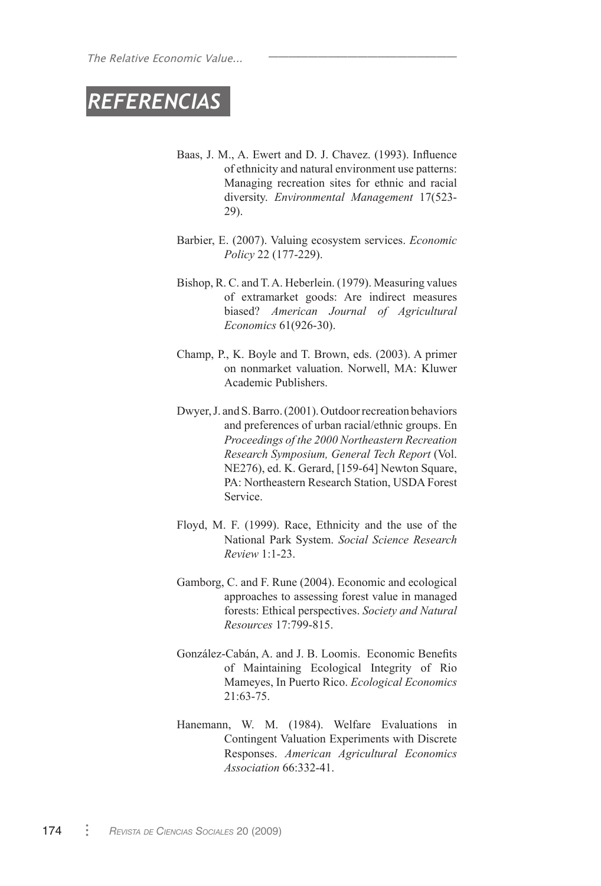## REFERENCIAS

Baas, J. M., A. Ewert and D. J. Chavez. (1993). Influence of ethnicity and natural environment use patterns: Managing recreation sites for ethnic and racial diversity. *Environmental Management* 17(523-29).

Barbier, E. (2007). Valuing ecosystem services. *Economic Policy* 22 (177-229).

Bishop, R. C. and T. A. Heberlein. (1979). Measuring values of extramarket goods: Are indirect measures biased? *American Journal of Agricultural Economics* 61(926-30).

Champ, P., K. Boyle and T. Brown, eds. (2003). A primer on nonmarket valuation. Norwell, MA: Kluwer Academic Publishers.

Dwyer, J. and S. Barro. (2001). Outdoor recreation behaviors and preferences of urban racial/ethnic groups. En *Proceedings of the 2000 Northeastern Recreation Research Symposium, General Tech Report* (Vol. NE276), ed. K. Gerard, [159-64] Newton Square, PA: Northeastern Research Station, USDA Forest Service.

Floyd, M. F. (1999). Race, Ethnicity and the use of the National Park System. *Social Science Research Review* 1:1-23.

Gamborg, C. and F. Rune (2004). Economic and ecological approaches to assessing forest value in managed forests: Ethical perspectives. *Society and Natural Resources* 17:799-815.

González-Cabán, A. and J. B. Loomis. Economic Benefits of Maintaining Ecological Integrity of Rio Mameyes, In Puerto Rico. *Ecological Economics* 21:63-75.

Hanemann, W. M. (1984). Welfare Evaluations in Contingent Valuation Experiments with Discrete Responses. *American Agricultural Economics Association* 66:332-41.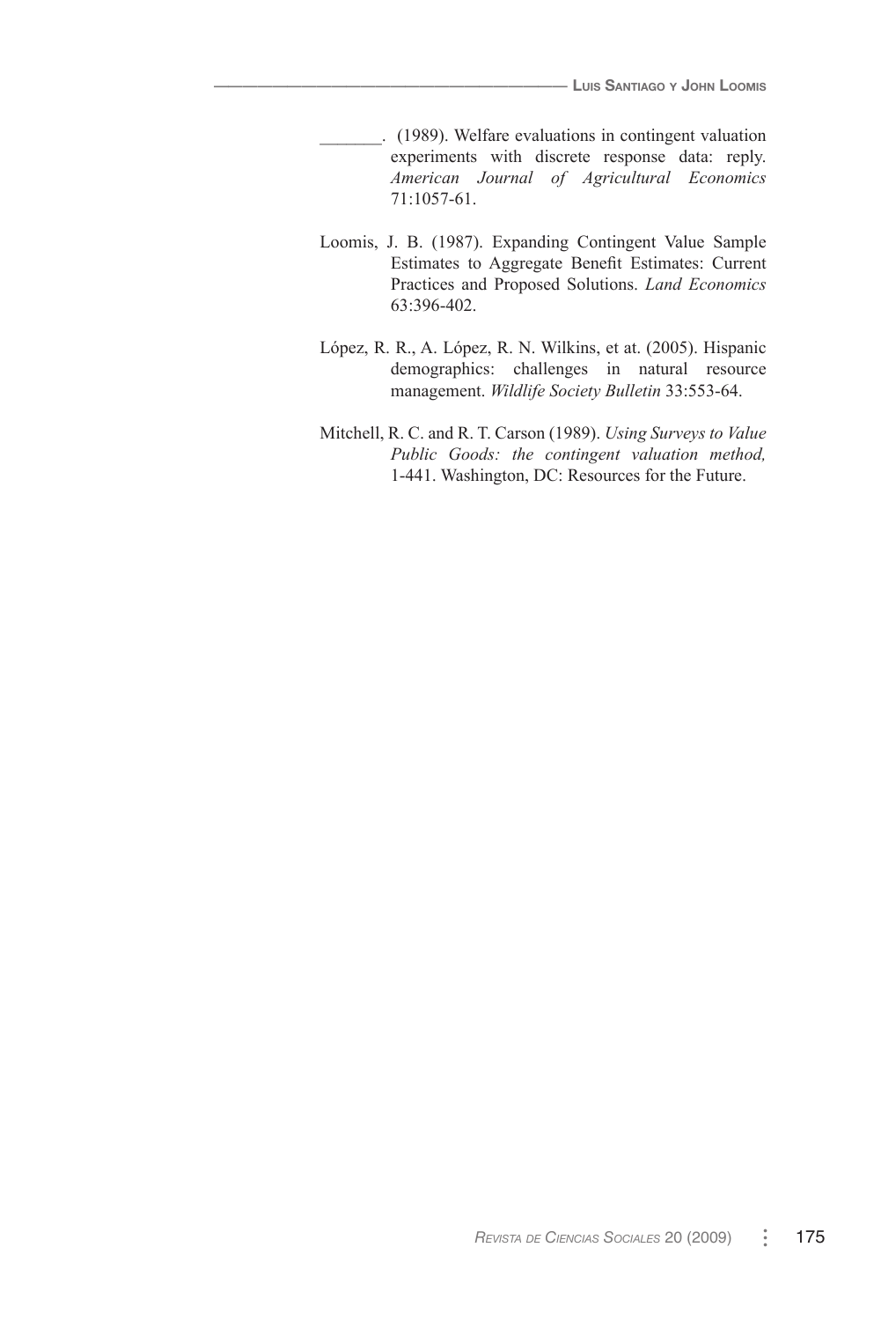_______. (1989). Welfare evaluations in contingent valuation experiments with discrete response data: reply. *American Journal of Agricultural Economics* 71:1057-61.

Loomis, J. B. (1987). Expanding Contingent Value Sample Estimates to Aggregate Benefit Estimates: Current Practices and Proposed Solutions. *Land Economics* 63:396-402.

López, R. R., A. López, R. N. Wilkins, et at. (2005). Hispanic demographics: challenges in natural resource management. *Wildlife Society Bulletin* 33:553-64.

Mitchell, R. C. and R. T. Carson (1989). *Using Surveys to Value Public Goods: the contingent valuation method,* 1-441. Washington, DC: Resources for the Future.